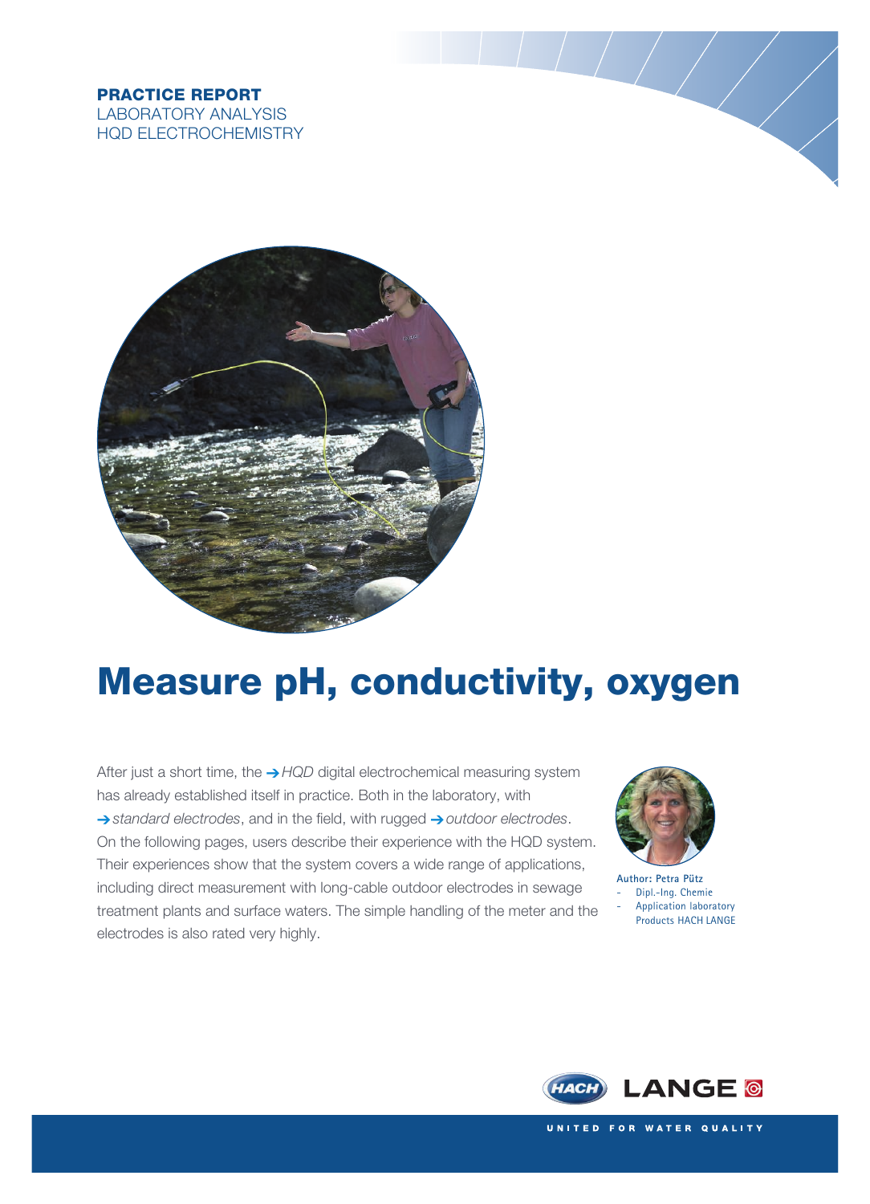**PRACTICE REPORT**
LABORATORY ANALYSIS
HQD ELECTROCHEMISTRY

# Measure pH, conductivity, oxygen

After just a short time, the → *HQD* digital electrochemical measuring system has already established itself in practice. Both in the laboratory, with → *standard electrodes*, and in the field, with rugged → *outdoor electrodes*. On the following pages, users describe their experience with the HQD system. Their experiences show that the system covers a wide range of applications, including direct measurement with long-cable outdoor electrodes in sewage treatment plants and surface waters. The simple handling of the meter and the electrodes is also rated very highly.

**Author: Petra Pütz**
- Dipl.-Ing. Chemie
- Application laboratory Products HACH LANGE

HACH LANGE

UNITED FOR WATER QUALITY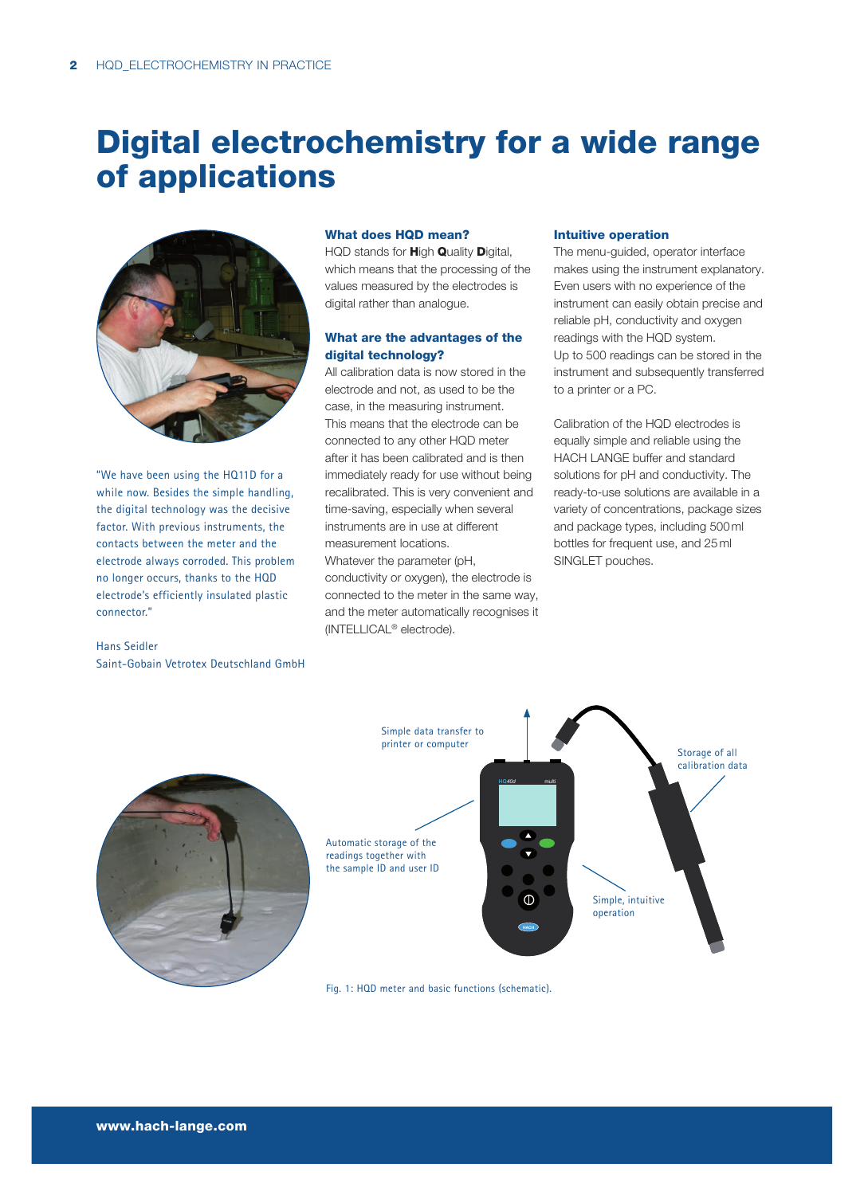# Digital electrochemistry for a wide range of applications

"We have been using the HQ11D for a while now. Besides the simple handling, the digital technology was the decisive factor. With previous instruments, the contacts between the meter and the electrode always corroded. This problem no longer occurs, thanks to the HQD electrode's efficiently insulated plastic connector."

Hans Seidler
Saint-Gobain Vetrotex Deutschland GmbH

### What does HQD mean?

HQD stands for **H**igh **Q**uality **D**igital, which means that the processing of the values measured by the electrodes is digital rather than analogue.

### What are the advantages of the digital technology?

All calibration data is now stored in the electrode and not, as used to be the case, in the measuring instrument.
This means that the electrode can be connected to any other HQD meter after it has been calibrated and is then immediately ready for use without being recalibrated. This is very convenient and time-saving, especially when several instruments are in use at different measurement locations.
Whatever the parameter (pH, conductivity or oxygen), the electrode is connected to the meter in the same way, and the meter automatically recognises it (INTELLICAL® electrode).

### Intuitive operation

The menu-guided, operator interface makes using the instrument explanatory. Even users with no experience of the instrument can easily obtain precise and reliable pH, conductivity and oxygen readings with the HQD system.
Up to 500 readings can be stored in the instrument and subsequently transferred to a printer or a PC.

Calibration of the HQD electrodes is equally simple and reliable using the HACH LANGE buffer and standard solutions for pH and conductivity. The ready-to-use solutions are available in a variety of concentrations, package sizes and package types, including 500 ml bottles for frequent use, and 25 ml SINGLET pouches.

Simple data transfer to printer or computer

Storage of all calibration data

Automatic storage of the readings together with the sample ID and user ID

Simple, intuitive operation

Fig. 1: HQD meter and basic functions (schematic).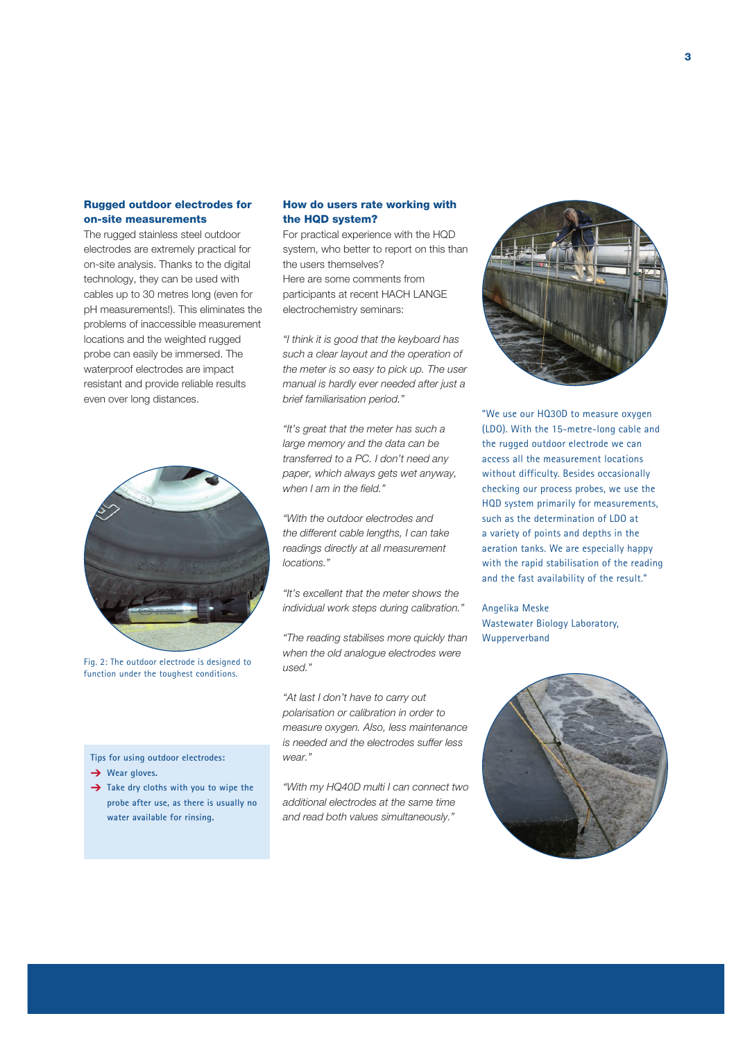## Rugged outdoor electrodes for on-site measurements

The rugged stainless steel outdoor electrodes are extremely practical for on-site analysis. Thanks to the digital technology, they can be used with cables up to 30 metres long (even for pH measurements!). This eliminates the problems of inaccessible measurement locations and the weighted rugged probe can easily be immersed. The waterproof electrodes are impact resistant and provide reliable results even over long distances.

Fig. 2: The outdoor electrode is designed to function under the toughest conditions.

Tips for using outdoor electrodes:

- Wear gloves.
- Take dry cloths with you to wipe the probe after use, as there is usually no water available for rinsing.

## How do users rate working with the HQD system?

For practical experience with the HQD system, who better to report on this than the users themselves?
Here are some comments from participants at recent HACH LANGE electrochemistry seminars:

*"I think it is good that the keyboard has such a clear layout and the operation of the meter is so easy to pick up. The user manual is hardly ever needed after just a brief familiarisation period."*

*"It's great that the meter has such a large memory and the data can be transferred to a PC. I don't need any paper, which always gets wet anyway, when I am in the field."*

*"With the outdoor electrodes and the different cable lengths, I can take readings directly at all measurement locations."*

*"It's excellent that the meter shows the individual work steps during calibration."*

*"The reading stabilises more quickly than when the old analogue electrodes were used."*

*"At last I don't have to carry out polarisation or calibration in order to measure oxygen. Also, less maintenance is needed and the electrodes suffer less wear."*

*"With my HQ40D multi I can connect two additional electrodes at the same time and read both values simultaneously."*

"We use our HQ30D to measure oxygen (LDO). With the 15-metre-long cable and the rugged outdoor electrode we can access all the measurement locations without difficulty. Besides occasionally checking our process probes, we use the HQD system primarily for measurements, such as the determination of LDO at a variety of points and depths in the aeration tanks. We are especially happy with the rapid stabilisation of the reading and the fast availability of the result."

Angelika Meske
Wastewater Biology Laboratory,
Wupperverband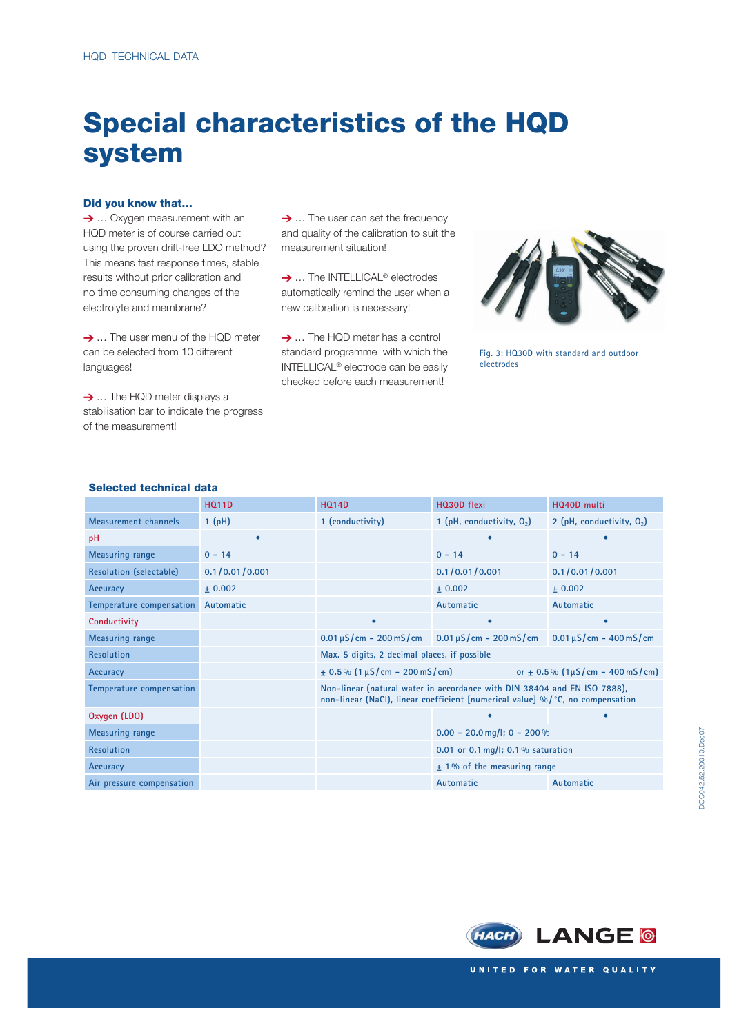# Special characteristics of the HQD system

**Did you know that...**

➔ ... Oxygen measurement with an HQD meter is of course carried out using the proven drift-free LDO method? This means fast response times, stable results without prior calibration and no time consuming changes of the electrolyte and membrane?

➔ ... The user menu of the HQD meter can be selected from 10 different languages!

➔ ... The HQD meter displays a stabilisation bar to indicate the progress of the measurement!

➔ ... The user can set the frequency and quality of the calibration to suit the measurement situation!

➔ ... The INTELLICAL® electrodes automatically remind the user when a new calibration is necessary!

➔ ... The HQD meter has a control standard programme with which the INTELLICAL® electrode can be easily checked before each measurement!

Fig. 3: HQ30D with standard and outdoor electrodes

### Selected technical data

| | HQ11D | HQ14D | HQ30D flexi | HQ40D multi |
|---|---|---|---|---|
| Measurement channels | 1 (pH) | 1 (conductivity) | 1 (pH, conductivity, $O_2$) | 2 (pH, conductivity, $O_2$) |
| pH | • | | • | • |
| Measuring range | 0 – 14 | | 0 – 14 | 0 – 14 |
| Resolution (selectable) | 0.1 / 0.01 / 0.001 | | 0.1 / 0.01 / 0.001 | 0.1 / 0.01 / 0.001 |
| Accuracy | ± 0.002 | | ± 0.002 | ± 0.002 |
| Temperature compensation | Automatic | | Automatic | Automatic |
| Conductivity | | • | • | • |
| Measuring range | | 0.01 µS / cm – 200 mS / cm | 0.01 µS / cm – 200 mS / cm | 0.01 µS / cm – 400 mS / cm |
| Resolution | | Max. 5 digits, 2 decimal places, if possible | | |
| Accuracy | | ± 0.5 % (1 µS / cm – 200 mS / cm) | | or ± 0.5 % (1µS / cm – 400 mS / cm) |
| Temperature compensation | | Non-linear (natural water in accordance with DIN 38404 and EN ISO 7888), non-linear (NaCl), linear coefficient [numerical value] % / °C, no compensation | | |
| Oxygen (LDO) | | | • | • |
| Measuring range | | | 0.00 – 20.0 mg/l; 0 – 200 % | |
| Resolution | | | 0.01 or 0.1 mg/l; 0.1 % saturation | |
| Accuracy | | | ± 1 % of the measuring range | |
| Air pressure compensation | | | Automatic | Automatic |

DOC042.52.20010.Dec07

HACH LANGE

UNITED FOR WATER QUALITY